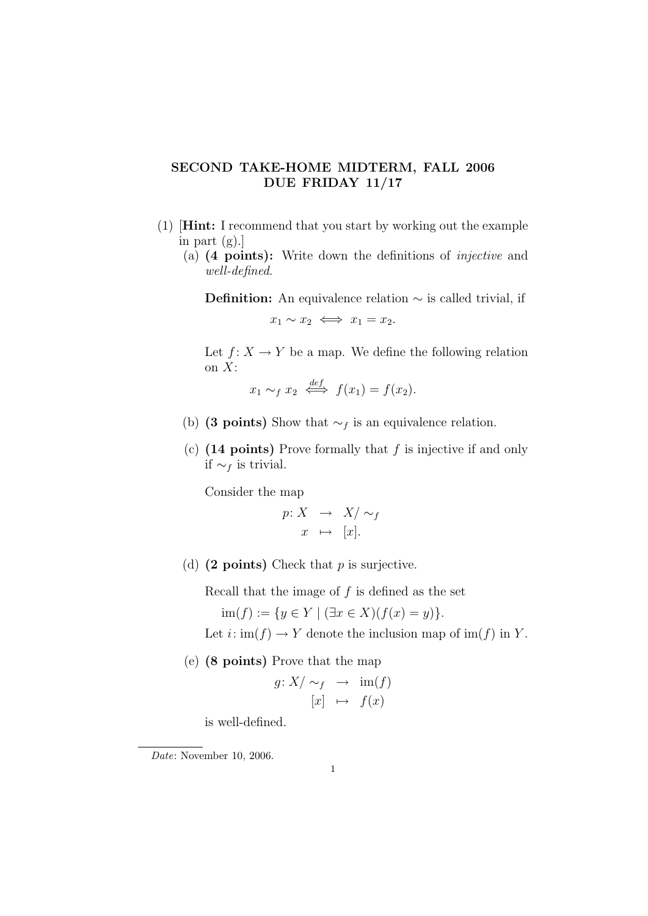# SECOND TAKE-HOME MIDTERM, FALL 2006
# DUE FRIDAY 11/17

(1) [**Hint:** I recommend that you start by working out the example in part (g).]

(a) **(4 points):** Write down the definitions of *injective* and *well-defined*.

**Definition:** An equivalence relation $\sim$ is called trivial, if

$$x_1 \sim x_2 \iff x_1 = x_2.$$

Let $f\colon X \to Y$ be a map. We define the following relation on $X$:

$$x_1 \sim_f x_2 \overset{def}{\iff} f(x_1) = f(x_2).$$

(b) **(3 points)** Show that $\sim_f$ is an equivalence relation.

(c) **(14 points)** Prove formally that $f$ is injective if and only if $\sim_f$ is trivial.

Consider the map

$$\begin{aligned} p\colon X &\to X/\sim_f \\ x &\mapsto [x]. \end{aligned}$$

(d) **(2 points)** Check that $p$ is surjective.

Recall that the image of $f$ is defined as the set

$$\operatorname{im}(f) := \{y \in Y \mid (\exists x \in X)(f(x) = y)\}.$$

Let $i\colon \operatorname{im}(f) \to Y$ denote the inclusion map of $\operatorname{im}(f)$ in $Y$.

(e) **(8 points)** Prove that the map

$$\begin{aligned} g\colon X/\sim_f &\to \operatorname{im}(f) \\ [x] &\mapsto f(x) \end{aligned}$$

is well-defined.

*Date*: November 10, 2006.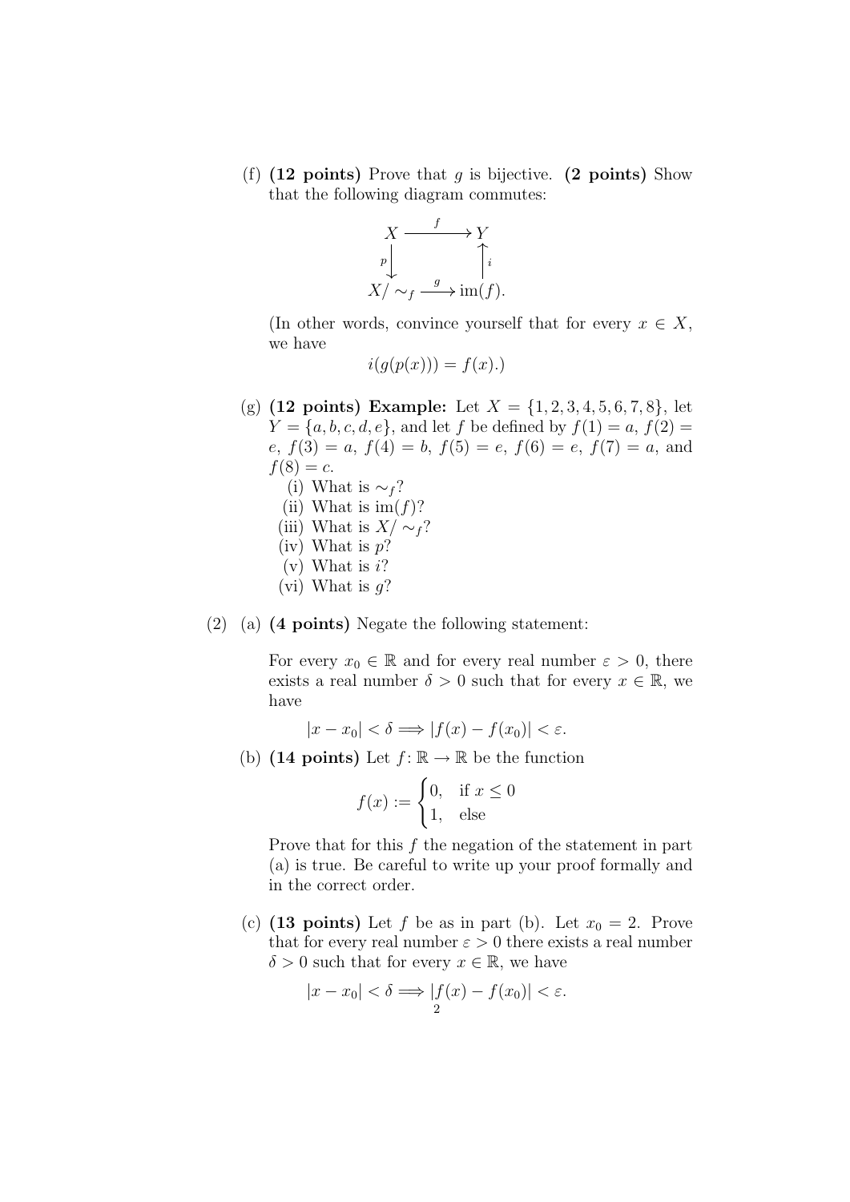(f) **(12 points)** Prove that $g$ is bijective. **(2 points)** Show that the following diagram commutes:

$$\begin{array}{ccc} X & \xrightarrow{\ f\ } & Y \\ {\scriptstyle p}\downarrow & & \uparrow{\scriptstyle i} \\ X/\sim_f & \xrightarrow{\ g\ } & \operatorname{im}(f). \end{array}$$

(In other words, convince yourself that for every $x \in X$, we have

$$i(g(p(x))) = f(x).)$$

(g) **(12 points)** **Example:** Let $X = \{1, 2, 3, 4, 5, 6, 7, 8\}$, let $Y = \{a, b, c, d, e\}$, and let $f$ be defined by $f(1) = a$, $f(2) = e$, $f(3) = a$, $f(4) = b$, $f(5) = e$, $f(6) = e$, $f(7) = a$, and $f(8) = c$.

- (i) What is $\sim_f$?
- (ii) What is $\operatorname{im}(f)$?
- (iii) What is $X/\sim_f$?
- (iv) What is $p$?
- (v) What is $i$?
- (vi) What is $g$?

(2) (a) **(4 points)** Negate the following statement:

For every $x_0 \in \mathbb{R}$ and for every real number $\varepsilon > 0$, there exists a real number $\delta > 0$ such that for every $x \in \mathbb{R}$, we have

$$|x - x_0| < \delta \Longrightarrow |f(x) - f(x_0)| < \varepsilon.$$

(b) **(14 points)** Let $f \colon \mathbb{R} \to \mathbb{R}$ be the function

$$f(x) := \begin{cases} 0, & \text{if } x \leq 0 \\ 1, & \text{else} \end{cases}$$

Prove that for this $f$ the negation of the statement in part (a) is true. Be careful to write up your proof formally and in the correct order.

(c) **(13 points)** Let $f$ be as in part (b). Let $x_0 = 2$. Prove that for every real number $\varepsilon > 0$ there exists a real number $\delta > 0$ such that for every $x \in \mathbb{R}$, we have

$$|x - x_0| < \delta \Longrightarrow |f(x) - f(x_0)| < \varepsilon.$$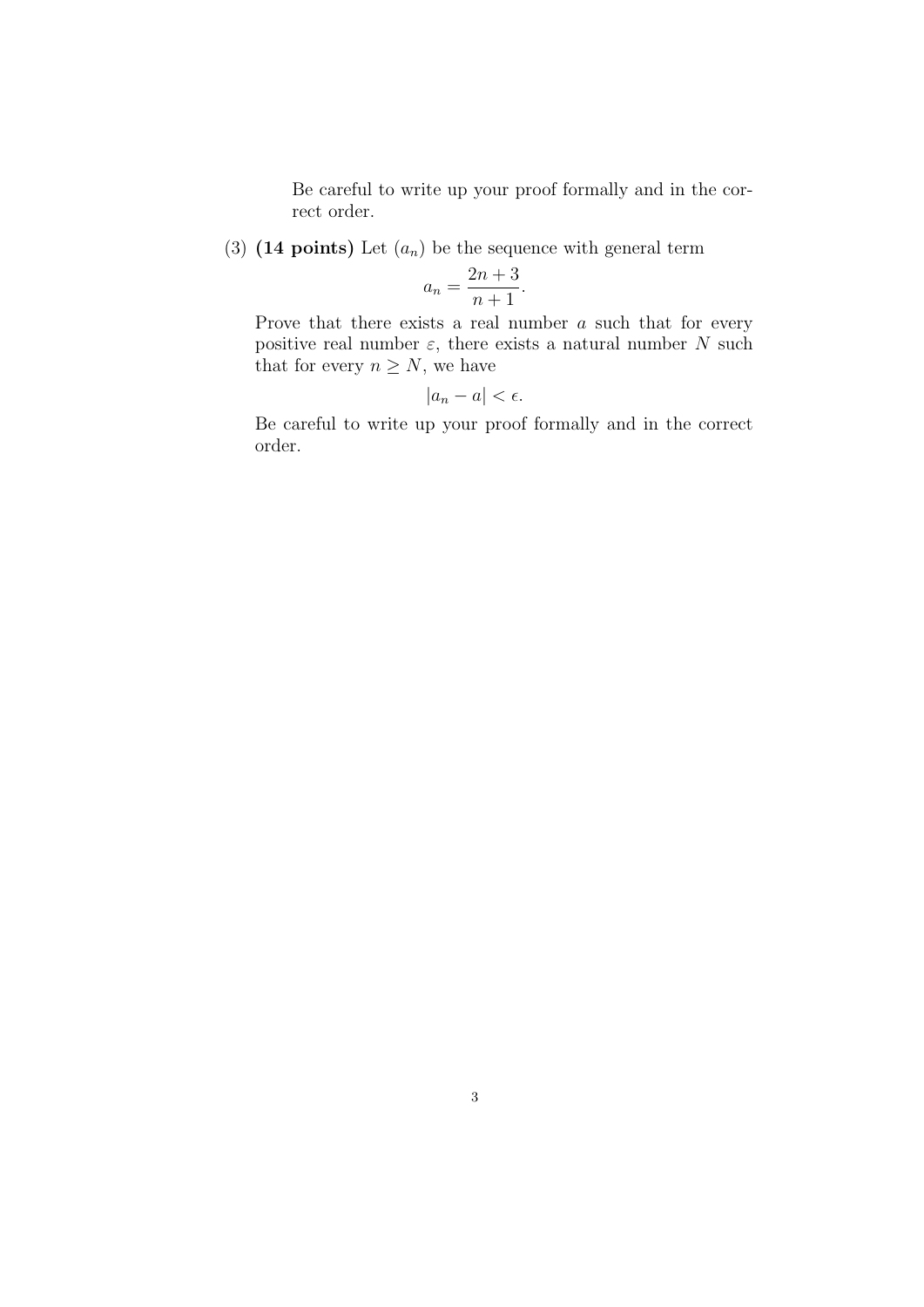Be careful to write up your proof formally and in the correct order.

(3) **(14 points)** Let $(a_n)$ be the sequence with general term

$$a_n = \frac{2n+3}{n+1}.$$

Prove that there exists a real number $a$ such that for every positive real number $\varepsilon$, there exists a natural number $N$ such that for every $n \geq N$, we have

$$|a_n - a| < \epsilon.$$

Be careful to write up your proof formally and in the correct order.